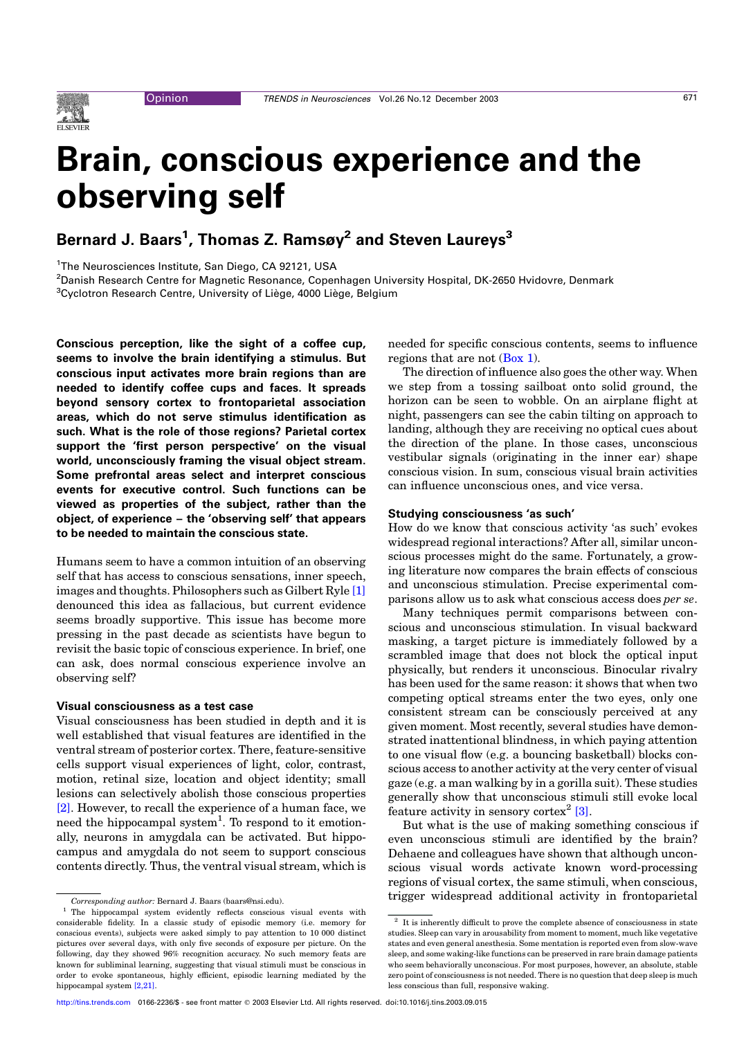# Brain, conscious experience and the observing self

**Bernard J. Baars[1], Thomas Z. Ramsøy[2] and Steven Laureys[3]**

[1]The Neurosciences Institute, San Diego, CA 92121, USA
[2]Danish Research Centre for Magnetic Resonance, Copenhagen University Hospital, DK-2650 Hvidovre, Denmark
[3]Cyclotron Research Centre, University of Liège, 4000 Liège, Belgium

**Conscious perception, like the sight of a coffee cup, seems to involve the brain identifying a stimulus. But conscious input activates more brain regions than are needed to identify coffee cups and faces. It spreads beyond sensory cortex to frontoparietal association areas, which do not serve stimulus identification as such. What is the role of those regions? Parietal cortex support the 'first person perspective' on the visual world, unconsciously framing the visual object stream. Some prefrontal areas select and interpret conscious events for executive control. Such functions can be viewed as properties of the subject, rather than the object, of experience – the 'observing self' that appears to be needed to maintain the conscious state.**

Humans seem to have a common intuition of an observing self that has access to conscious sensations, inner speech, images and thoughts. Philosophers such as Gilbert Ryle [1] denounced this idea as fallacious, but current evidence seems broadly supportive. This issue has become more pressing in the past decade as scientists have begun to revisit the basic topic of conscious experience. In brief, one can ask, does normal conscious experience involve an observing self?

### Visual consciousness as a test case

Visual consciousness has been studied in depth and it is well established that visual features are identified in the ventral stream of posterior cortex. There, feature-sensitive cells support visual experiences of light, color, contrast, motion, retinal size, location and object identity; small lesions can selectively abolish those conscious properties [2]. However, to recall the experience of a human face, we need the hippocampal system[1]. To respond to it emotionally, neurons in amygdala can be activated. But hippocampus and amygdala do not seem to support conscious contents directly. Thus, the ventral visual stream, which is needed for specific conscious contents, seems to influence regions that are not (Box 1).

The direction of influence also goes the other way. When we step from a tossing sailboat onto solid ground, the horizon can be seen to wobble. On an airplane flight at night, passengers can see the cabin tilting on approach to landing, although they are receiving no optical cues about the direction of the plane. In those cases, unconscious vestibular signals (originating in the inner ear) shape conscious vision. In sum, conscious visual brain activities can influence unconscious ones, and vice versa.

### Studying consciousness 'as such'

How do we know that conscious activity 'as such' evokes widespread regional interactions? After all, similar unconscious processes might do the same. Fortunately, a growing literature now compares the brain effects of conscious and unconscious stimulation. Precise experimental comparisons allow us to ask what conscious access does *per se*.

Many techniques permit comparisons between conscious and unconscious stimulation. In visual backward masking, a target picture is immediately followed by a scrambled image that does not block the optical input physically, but renders it unconscious. Binocular rivalry has been used for the same reason: it shows that when two competing optical streams enter the two eyes, only one consistent stream can be consciously perceived at any given moment. Most recently, several studies have demonstrated inattentional blindness, in which paying attention to one visual flow (e.g. a bouncing basketball) blocks conscious access to another activity at the very center of visual gaze (e.g. a man walking by in a gorilla suit). These studies generally show that unconscious stimuli still evoke local feature activity in sensory cortex[2] [3].

But what is the use of making something conscious if even unconscious stimuli are identified by the brain? Dehaene and colleagues have shown that although unconscious visual words activate known word-processing regions of visual cortex, the same stimuli, when conscious, trigger widespread additional activity in frontoparietal

*Corresponding author:* Bernard J. Baars (baars@nsi.edu).

[1] The hippocampal system evidently reflects conscious visual events with considerable fidelity. In a classic study of episodic memory (i.e. memory for conscious events), subjects were asked simply to pay attention to 10 000 distinct pictures over several days, with only five seconds of exposure per picture. On the following, day they showed 96% recognition accuracy. No such memory feats are known for subliminal learning, suggesting that visual stimuli must be conscious in order to evoke spontaneous, highly efficient, episodic learning mediated by the hippocampal system [2,21].

[2] It is inherently difficult to prove the complete absence of consciousness in state studies. Sleep can vary in arousability from moment to moment, much like vegetative states and even general anesthesia. Some mentation is reported even from slow-wave sleep, and some waking-like functions can be preserved in rare brain damage patients who seem behaviorally unconscious. For most purposes, however, an absolute, stable zero point of consciousness is not needed. There is no question that deep sleep is much less conscious than full, responsive waking.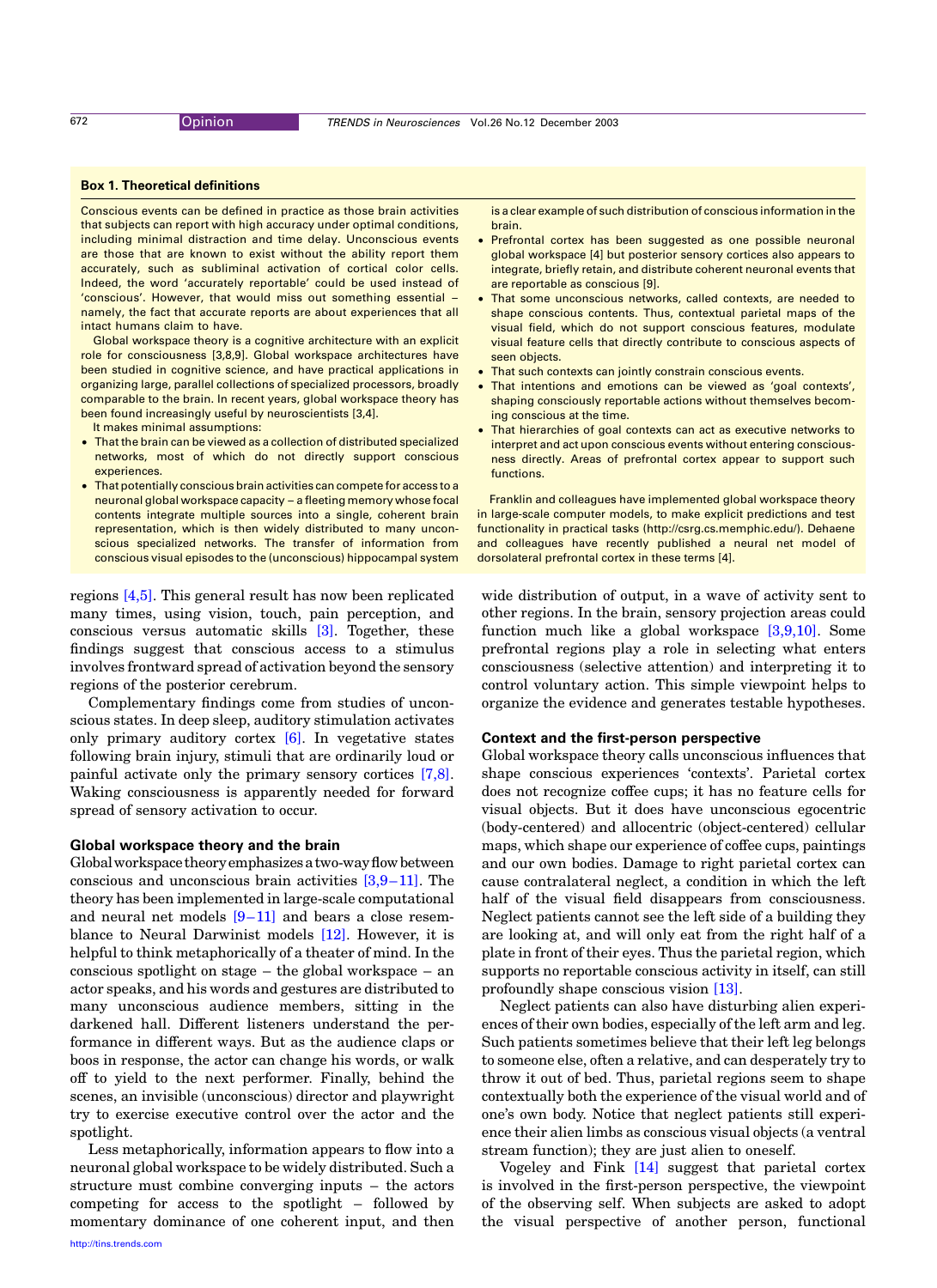### Box 1. Theoretical definitions

Conscious events can be defined in practice as those brain activities that subjects can report with high accuracy under optimal conditions, including minimal distraction and time delay. Unconscious events are those that are known to exist without the ability report them accurately, such as subliminal activation of cortical color cells. Indeed, the word 'accurately reportable' could be used instead of 'conscious'. However, that would miss out something essential – namely, the fact that accurate reports are about experiences that all intact humans claim to have.

Global workspace theory is a cognitive architecture with an explicit role for consciousness [3,8,9]. Global workspace architectures have been studied in cognitive science, and have practical applications in organizing large, parallel collections of specialized processors, broadly comparable to the brain. In recent years, global workspace theory has been found increasingly useful by neuroscientists [3,4].

It makes minimal assumptions:

- That the brain can be viewed as a collection of distributed specialized networks, most of which do not directly support conscious experiences.
- That potentially conscious brain activities can compete for access to a neuronal global workspace capacity – a fleeting memory whose focal contents integrate multiple sources into a single, coherent brain representation, which is then widely distributed to many unconscious specialized networks. The transfer of information from conscious visual episodes to the (unconscious) hippocampal system is a clear example of such distribution of conscious information in the brain.
- Prefrontal cortex has been suggested as one possible neuronal global workspace [4] but posterior sensory cortices also appears to integrate, briefly retain, and distribute coherent neuronal events that are reportable as conscious [9].
- That some unconscious networks, called contexts, are needed to shape conscious contents. Thus, contextual parietal maps of the visual field, which do not support conscious features, modulate visual feature cells that directly contribute to conscious aspects of seen objects.
- That such contexts can jointly constrain conscious events.
- That intentions and emotions can be viewed as 'goal contexts', shaping consciously reportable actions without themselves becoming conscious at the time.
- That hierarchies of goal contexts can act as executive networks to interpret and act upon conscious events without entering consciousness directly. Areas of prefrontal cortex appear to support such functions.

Franklin and colleagues have implemented global workspace theory in large-scale computer models, to make explicit predictions and test functionality in practical tasks (http://csrg.cs.memphis.edu/). Dehaene and colleagues have recently published a neural net model of dorsolateral prefrontal cortex in these terms [4].

regions [4,5]. This general result has now been replicated many times, using vision, touch, pain perception, and conscious versus automatic skills [3]. Together, these findings suggest that conscious access to a stimulus involves frontward spread of activation beyond the sensory regions of the posterior cerebrum.

Complementary findings come from studies of unconscious states. In deep sleep, auditory stimulation activates only primary auditory cortex [6]. In vegetative states following brain injury, stimuli that are ordinarily loud or painful activate only the primary sensory cortices [7,8]. Waking consciousness is apparently needed for forward spread of sensory activation to occur.

## Global workspace theory and the brain

Global workspace theory emphasizes a two-way flow between conscious and unconscious brain activities [3,9–11]. The theory has been implemented in large-scale computational and neural net models [9–11] and bears a close resemblance to Neural Darwinist models [12]. However, it is helpful to think metaphorically of a theater of mind. In the conscious spotlight on stage – the global workspace – an actor speaks, and his words and gestures are distributed to many unconscious audience members, sitting in the darkened hall. Different listeners understand the performance in different ways. But as the audience claps or boos in response, the actor can change his words, or walk off to yield to the next performer. Finally, behind the scenes, an invisible (unconscious) director and playwright try to exercise executive control over the actor and the spotlight.

Less metaphorically, information appears to flow into a neuronal global workspace to be widely distributed. Such a structure must combine converging inputs – the actors competing for access to the spotlight – followed by momentary dominance of one coherent input, and then wide distribution of output, in a wave of activity sent to other regions. In the brain, sensory projection areas could function much like a global workspace [3,9,10]. Some prefrontal regions play a role in selecting what enters consciousness (selective attention) and interpreting it to control voluntary action. This simple viewpoint helps to organize the evidence and generates testable hypotheses.

## Context and the first-person perspective

Global workspace theory calls unconscious influences that shape conscious experiences 'contexts'. Parietal cortex does not recognize coffee cups; it has no feature cells for visual objects. But it does have unconscious egocentric (body-centered) and allocentric (object-centered) cellular maps, which shape our experience of coffee cups, paintings and our own bodies. Damage to right parietal cortex can cause contralateral neglect, a condition in which the left half of the visual field disappears from consciousness. Neglect patients cannot see the left side of a building they are looking at, and will only eat from the right half of a plate in front of their eyes. Thus the parietal region, which supports no reportable conscious activity in itself, can still profoundly shape conscious vision [13].

Neglect patients can also have disturbing alien experiences of their own bodies, especially of the left arm and leg. Such patients sometimes believe that their left leg belongs to someone else, often a relative, and can desperately try to throw it out of bed. Thus, parietal regions seem to shape contextually both the experience of the visual world and of one's own body. Notice that neglect patients still experience their alien limbs as conscious visual objects (a ventral stream function); they are just alien to oneself.

Vogeley and Fink [14] suggest that parietal cortex is involved in the first-person perspective, the viewpoint of the observing self. When subjects are asked to adopt the visual perspective of another person, functional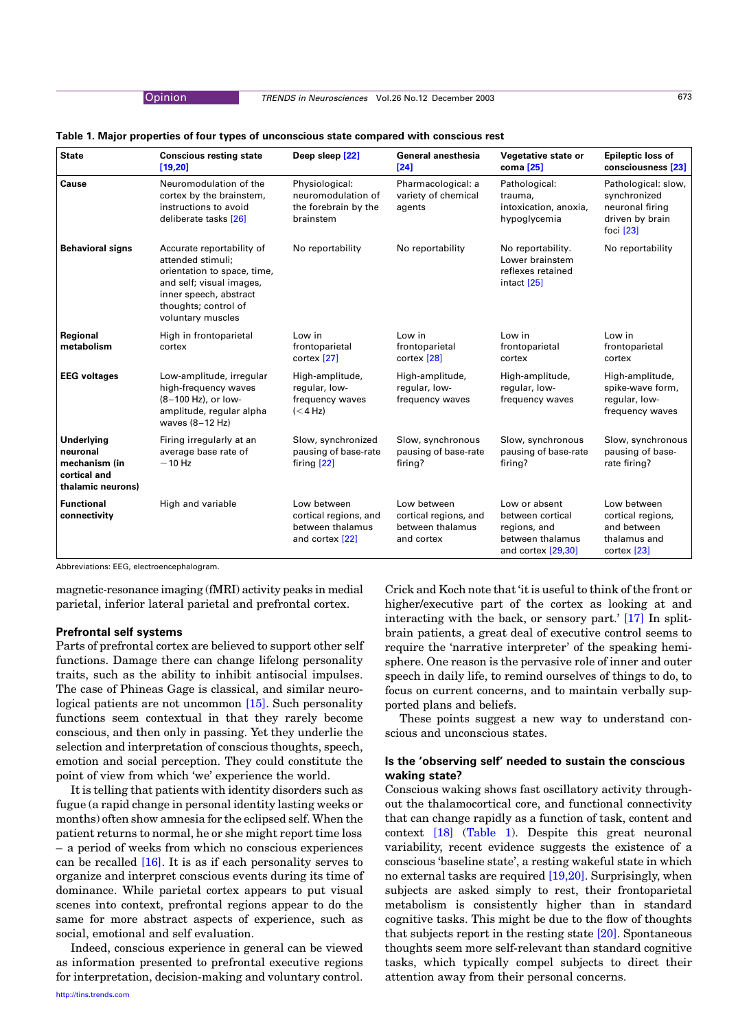**Table 1. Major properties of four types of unconscious state compared with conscious rest**

| State | Conscious resting state [19,20] | Deep sleep [22] | General anesthesia [24] | Vegetative state or coma [25] | Epileptic loss of consciousness [23] |
|---|---|---|---|---|---|
| **Cause** | Neuromodulation of the cortex by the brainstem, instructions to avoid deliberate tasks [26] | Physiological: neuromodulation of the forebrain by the brainstem | Pharmacological: a variety of chemical agents | Pathological: trauma, intoxication, anoxia, hypoglycemia | Pathological: slow, synchronized neuronal firing driven by brain foci [23] |
| **Behavioral signs** | Accurate reportability of attended stimuli; orientation to space, time, and self; visual images, inner speech, abstract thoughts; control of voluntary muscles | No reportability | No reportability | No reportability. Lower brainstem reflexes retained intact [25] | No reportability |
| **Regional metabolism** | High in frontoparietal cortex | Low in frontoparietal cortex [27] | Low in frontoparietal cortex [28] | Low in frontoparietal cortex | Low in frontoparietal cortex |
| **EEG voltages** | Low-amplitude, irregular high-frequency waves (8–100 Hz), or low-amplitude, regular alpha waves (8–12 Hz) | High-amplitude, regular, low-frequency waves (<4 Hz) | High-amplitude, regular, low-frequency waves | High-amplitude, regular, low-frequency waves | High-amplitude, spike-wave form, regular, low-frequency waves |
| **Underlying neuronal mechanism (in cortical and thalamic neurons)** | Firing irregularly at an average base rate of ~10 Hz | Slow, synchronized pausing of base-rate firing [22] | Slow, synchronous pausing of base-rate firing? | Slow, synchronous pausing of base-rate firing? | Slow, synchronous pausing of base-rate firing? |
| **Functional connectivity** | High and variable | Low between cortical regions, and between thalamus and cortex [22] | Low between cortical regions, and between thalamus and cortex | Low or absent between cortical regions, and between thalamus and cortex [29,30] | Low between cortical regions, and between thalamus and cortex [23] |

Abbreviations: EEG, electroencephalogram.

magnetic-resonance imaging (fMRI) activity peaks in medial parietal, inferior lateral parietal and prefrontal cortex.

### Prefrontal self systems

Parts of prefrontal cortex are believed to support other self functions. Damage there can change lifelong personality traits, such as the ability to inhibit antisocial impulses. The case of Phineas Gage is classical, and similar neurological patients are not uncommon [15]. Such personality functions seem contextual in that they rarely become conscious, and then only in passing. Yet they underlie the selection and interpretation of conscious thoughts, speech, emotion and social perception. They could constitute the point of view from which 'we' experience the world.

It is telling that patients with identity disorders such as fugue (a rapid change in personal identity lasting weeks or months) often show amnesia for the eclipsed self. When the patient returns to normal, he or she might report time loss – a period of weeks from which no conscious experiences can be recalled [16]. It is as if each personality serves to organize and interpret conscious events during its time of dominance. While parietal cortex appears to put visual scenes into context, prefrontal regions appear to do the same for more abstract aspects of experience, such as social, emotional and self evaluation.

Indeed, conscious experience in general can be viewed as information presented to prefrontal executive regions for interpretation, decision-making and voluntary control. Crick and Koch note that 'it is useful to think of the front or higher/executive part of the cortex as looking at and interacting with the back, or sensory part.' [17] In split-brain patients, a great deal of executive control seems to require the 'narrative interpreter' of the speaking hemisphere. One reason is the pervasive role of inner and outer speech in daily life, to remind ourselves of things to do, to focus on current concerns, and to maintain verbally supported plans and beliefs.

These points suggest a new way to understand conscious and unconscious states.

### Is the 'observing self' needed to sustain the conscious waking state?

Conscious waking shows fast oscillatory activity throughout the thalamocortical core, and functional connectivity that can change rapidly as a function of task, content and context [18] (Table 1). Despite this great neuronal variability, recent evidence suggests the existence of a conscious 'baseline state', a resting wakeful state in which no external tasks are required [19,20]. Surprisingly, when subjects are asked simply to rest, their frontoparietal metabolism is consistently higher than in standard cognitive tasks. This might be due to the flow of thoughts that subjects report in the resting state [20]. Spontaneous thoughts seem more self-relevant than standard cognitive tasks, which typically compel subjects to direct their attention away from their personal concerns.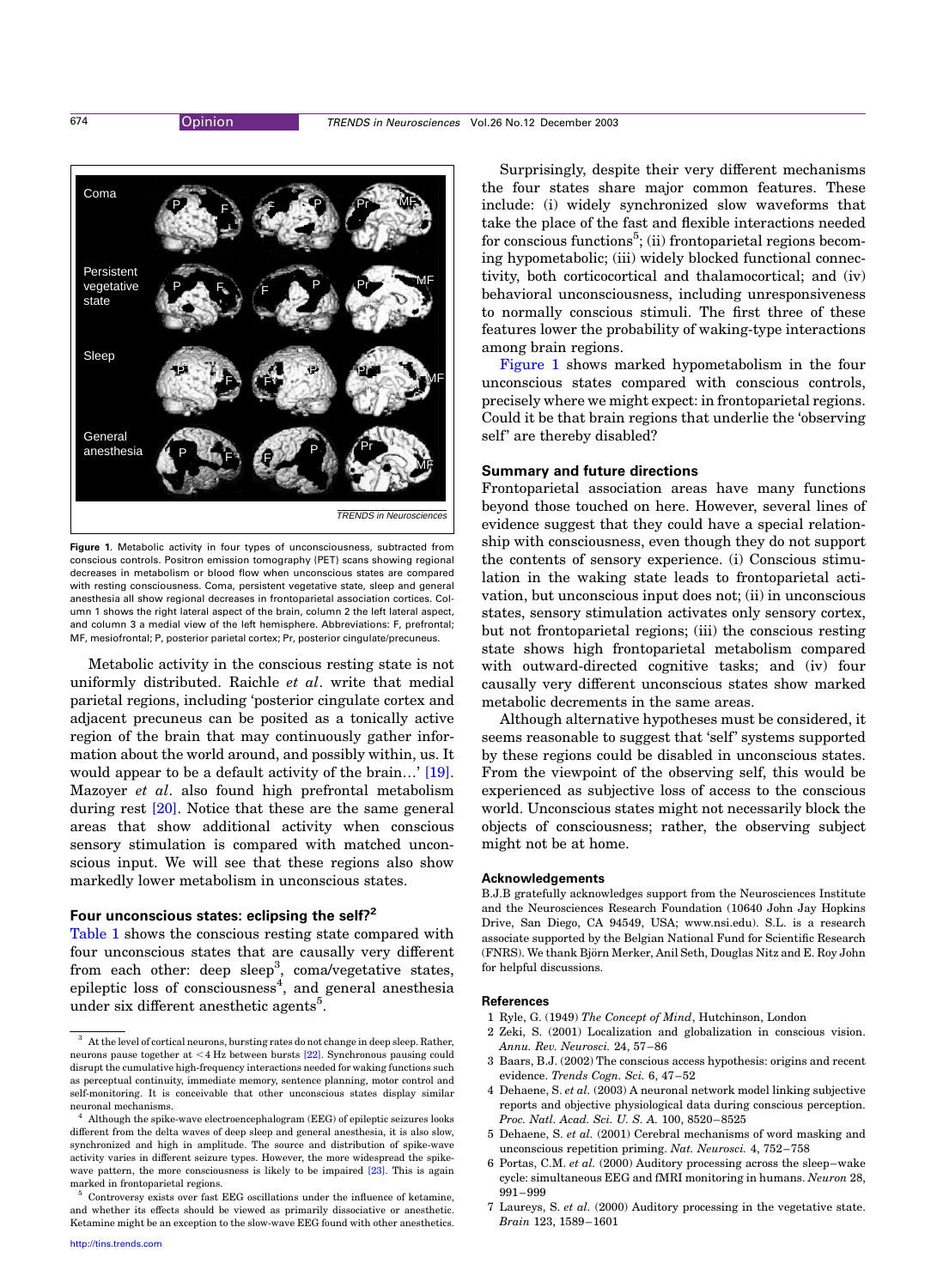Figure 1. Metabolic activity in four types of unconsciousness, subtracted from conscious controls. Positron emission tomography (PET) scans showing regional decreases in metabolism or blood flow when unconscious states are compared with resting consciousness. Coma, persistent vegetative state, sleep and general anesthesia all show regional decreases in frontoparietal association cortices. Column 1 shows the right lateral aspect of the brain, column 2 the left lateral aspect, and column 3 a medial view of the left hemisphere. Abbreviations: F, prefrontal; MF, mesiofrontal; P, posterior parietal cortex; Pr, posterior cingulate/precuneus.

Metabolic activity in the conscious resting state is not uniformly distributed. Raichle *et al.* write that medial parietal regions, including 'posterior cingulate cortex and adjacent precuneus can be posited as a tonically active region of the brain that may continuously gather information about the world around, and possibly within, us. It would appear to be a default activity of the brain…' [19]. Mazoyer *et al.* also found high prefrontal metabolism during rest [20]. Notice that these are the same general areas that show additional activity when conscious sensory stimulation is compared with matched unconscious input. We will see that these regions also show markedly lower metabolism in unconscious states.

### Four unconscious states: eclipsing the self?[2]

Table 1 shows the conscious resting state compared with four unconscious states that are causally very different from each other: deep sleep[3], coma/vegetative states, epileptic loss of consciousness[4], and general anesthesia under six different anesthetic agents[5].

Surprisingly, despite their very different mechanisms the four states share major common features. These include: (i) widely synchronized slow waveforms that take the place of the fast and flexible interactions needed for conscious functions[5]; (ii) frontoparietal regions becoming hypometabolic; (iii) widely blocked functional connectivity, both corticocortical and thalamocortical; and (iv) behavioral unconsciousness, including unresponsiveness to normally conscious stimuli. The first three of these features lower the probability of waking-type interactions among brain regions.

Figure 1 shows marked hypometabolism in the four unconscious states compared with conscious controls, precisely where we might expect: in frontoparietal regions. Could it be that brain regions that underlie the 'observing self' are thereby disabled?

### Summary and future directions

Frontoparietal association areas have many functions beyond those touched on here. However, several lines of evidence suggest that they could have a special relationship with consciousness, even though they do not support the contents of sensory experience. (i) Conscious stimulation in the waking state leads to frontoparietal activation, but unconscious input does not; (ii) in unconscious states, sensory stimulation activates only sensory cortex, but not frontoparietal regions; (iii) the conscious resting state shows high frontoparietal metabolism compared with outward-directed cognitive tasks; and (iv) four causally very different unconscious states show marked metabolic decrements in the same areas.

Although alternative hypotheses must be considered, it seems reasonable to suggest that 'self' systems supported by these regions could be disabled in unconscious states. From the viewpoint of the observing self, this would be experienced as subjective loss of access to the conscious world. Unconscious states might not necessarily block the objects of consciousness; rather, the observing subject might not be at home.

### Acknowledgements

B.J.B gratefully acknowledges support from the Neurosciences Institute and the Neurosciences Research Foundation (10640 John Jay Hopkins Drive, San Diego, CA 94549, USA; www.nsi.edu). S.L. is a research associate supported by the Belgian National Fund for Scientific Research (FNRS). We thank Björn Merker, Anil Seth, Douglas Nitz and E. Roy John for helpful discussions.

### References

1 Ryle, G. (1949) *The Concept of Mind*, Hutchinson, London
2 Zeki, S. (2001) Localization and globalization in conscious vision. *Annu. Rev. Neurosci.* 24, 57–86
3 Baars, B.J. (2002) The conscious access hypothesis: origins and recent evidence. *Trends Cogn. Sci.* 6, 47–52
4 Dehaene, S. *et al.* (2003) A neuronal network model linking subjective reports and objective physiological data during conscious perception. *Proc. Natl. Acad. Sci. U. S. A.* 100, 8520–8525
5 Dehaene, S. *et al.* (2001) Cerebral mechanisms of word masking and unconscious repetition priming. *Nat. Neurosci.* 4, 752–758
6 Portas, C.M. *et al.* (2000) Auditory processing across the sleep–wake cycle: simultaneous EEG and fMRI monitoring in humans. *Neuron* 28, 991–999
7 Laureys, S. *et al.* (2000) Auditory processing in the vegetative state. *Brain* 123, 1589–1601

---

[3] At the level of cortical neurons, bursting rates do not change in deep sleep. Rather, neurons pause together at <4 Hz between bursts [22]. Synchronous pausing could disrupt the cumulative high-frequency interactions needed for waking functions such as perceptual continuity, immediate memory, sentence planning, motor control and self-monitoring. It is conceivable that other unconscious states display similar neuronal mechanisms.

[4] Although the spike-wave electroencephalogram (EEG) of epileptic seizures looks different from the delta waves of deep sleep and general anesthesia, it is also slow, synchronized and high in amplitude. The source and distribution of spike-wave activity varies in different seizure types. However, the more widespread the spike-wave pattern, the more consciousness is likely to be impaired [23]. This is again marked in frontoparietal regions.

[5] Controversy exists over fast EEG oscillations under the influence of ketamine, and whether its effects should be viewed as primarily dissociative or anesthetic. Ketamine might be an exception to the slow-wave EEG found with other anesthetics.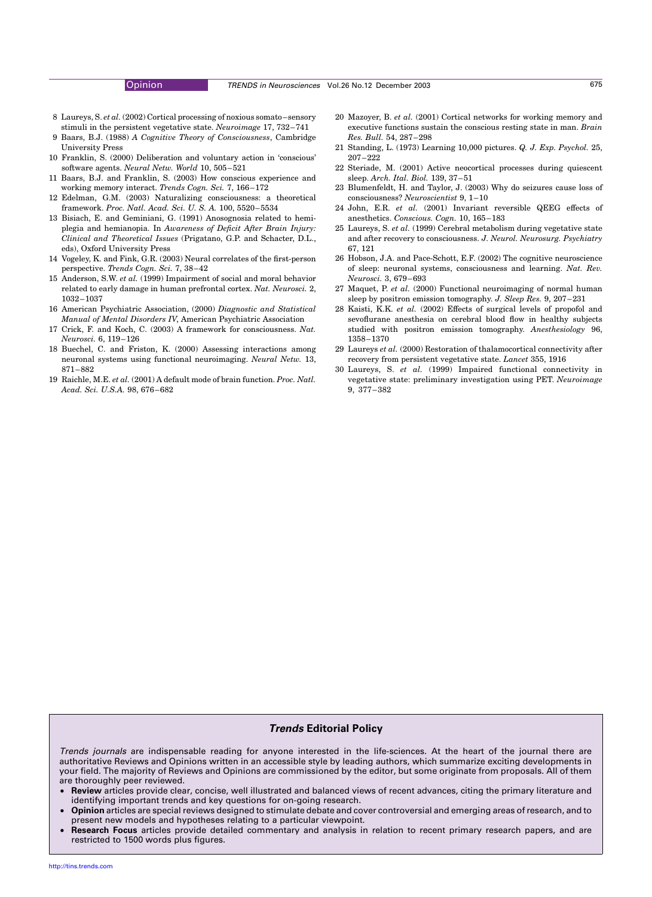8 Laureys, S. *et al.* (2002) Cortical processing of noxious somato–sensory stimuli in the persistent vegetative state. *Neuroimage* 17, 732–741

9 Baars, B.J. (1988) *A Cognitive Theory of Consciousness*, Cambridge University Press

10 Franklin, S. (2000) Deliberation and voluntary action in 'conscious' software agents. *Neural Netw. World* 10, 505–521

11 Baars, B.J. and Franklin, S. (2003) How conscious experience and working memory interact. *Trends Cogn. Sci.* 7, 166–172

12 Edelman, G.M. (2003) Naturalizing consciousness: a theoretical framework. *Proc. Natl. Acad. Sci. U. S. A.* 100, 5520–5534

13 Bisiach, E. and Geminiani, G. (1991) Anosognosia related to hemiplegia and hemianopia. In *Awareness of Deficit After Brain Injury: Clinical and Theoretical Issues* (Prigatano, G.P. and Schacter, D.L., eds), Oxford University Press

14 Vogeley, K. and Fink, G.R. (2003) Neural correlates of the first-person perspective. *Trends Cogn. Sci.* 7, 38–42

15 Anderson, S.W. *et al.* (1999) Impairment of social and moral behavior related to early damage in human prefrontal cortex. *Nat. Neurosci.* 2, 1032–1037

16 American Psychiatric Association, (2000) *Diagnostic and Statistical Manual of Mental Disorders IV*, American Psychiatric Association

17 Crick, F. and Koch, C. (2003) A framework for consciousness. *Nat. Neurosci.* 6, 119–126

18 Buechel, C. and Friston, K. (2000) Assessing interactions among neuronal systems using functional neuroimaging. *Neural Netw.* 13, 871–882

19 Raichle, M.E. *et al.* (2001) A default mode of brain function. *Proc. Natl. Acad. Sci. U.S.A.* 98, 676–682

20 Mazoyer, B. *et al.* (2001) Cortical networks for working memory and executive functions sustain the conscious resting state in man. *Brain Res. Bull.* 54, 287–298

21 Standing, L. (1973) Learning 10,000 pictures. *Q. J. Exp. Psychol.* 25, 207–222

22 Steriade, M. (2001) Active neocortical processes during quiescent sleep. *Arch. Ital. Biol.* 139, 37–51

23 Blumenfeldt, H. and Taylor, J. (2003) Why do seizures cause loss of consciousness? *Neuroscientist* 9, 1–10

24 John, E.R. *et al.* (2001) Invariant reversible QEEG effects of anesthetics. *Conscious. Cogn.* 10, 165–183

25 Laureys, S. *et al.* (1999) Cerebral metabolism during vegetative state and after recovery to consciousness. *J. Neurol. Neurosurg. Psychiatry* 67, 121

26 Hobson, J.A. and Pace-Schott, E.F. (2002) The cognitive neuroscience of sleep: neuronal systems, consciousness and learning. *Nat. Rev. Neurosci.* 3, 679–693

27 Maquet, P. *et al.* (2000) Functional neuroimaging of normal human sleep by positron emission tomography. *J. Sleep Res.* 9, 207–231

28 Kaisti, K.K. *et al.* (2002) Effects of surgical levels of propofol and sevoflurane anesthesia on cerebral blood flow in healthy subjects studied with positron emission tomography. *Anesthesiology* 96, 1358–1370

29 Laureys *et al.* (2000) Restoration of thalamocortical connectivity after recovery from persistent vegetative state. *Lancet* 355, 1916

30 Laureys, S. *et al.* (1999) Impaired functional connectivity in vegetative state: preliminary investigation using PET. *Neuroimage* 9, 377–382

## *Trends* Editorial Policy

*Trends journals* are indispensable reading for anyone interested in the life-sciences. At the heart of the journal there are authoritative Reviews and Opinions written in an accessible style by leading authors, which summarize exciting developments in your field. The majority of Reviews and Opinions are commissioned by the editor, but some originate from proposals. All of them are thoroughly peer reviewed.

- **Review** articles provide clear, concise, well illustrated and balanced views of recent advances, citing the primary literature and identifying important trends and key questions for on-going research.
- **Opinion** articles are special reviews designed to stimulate debate and cover controversial and emerging areas of research, and to present new models and hypotheses relating to a particular viewpoint.
- **Research Focus** articles provide detailed commentary and analysis in relation to recent primary research papers, and are restricted to 1500 words plus figures.